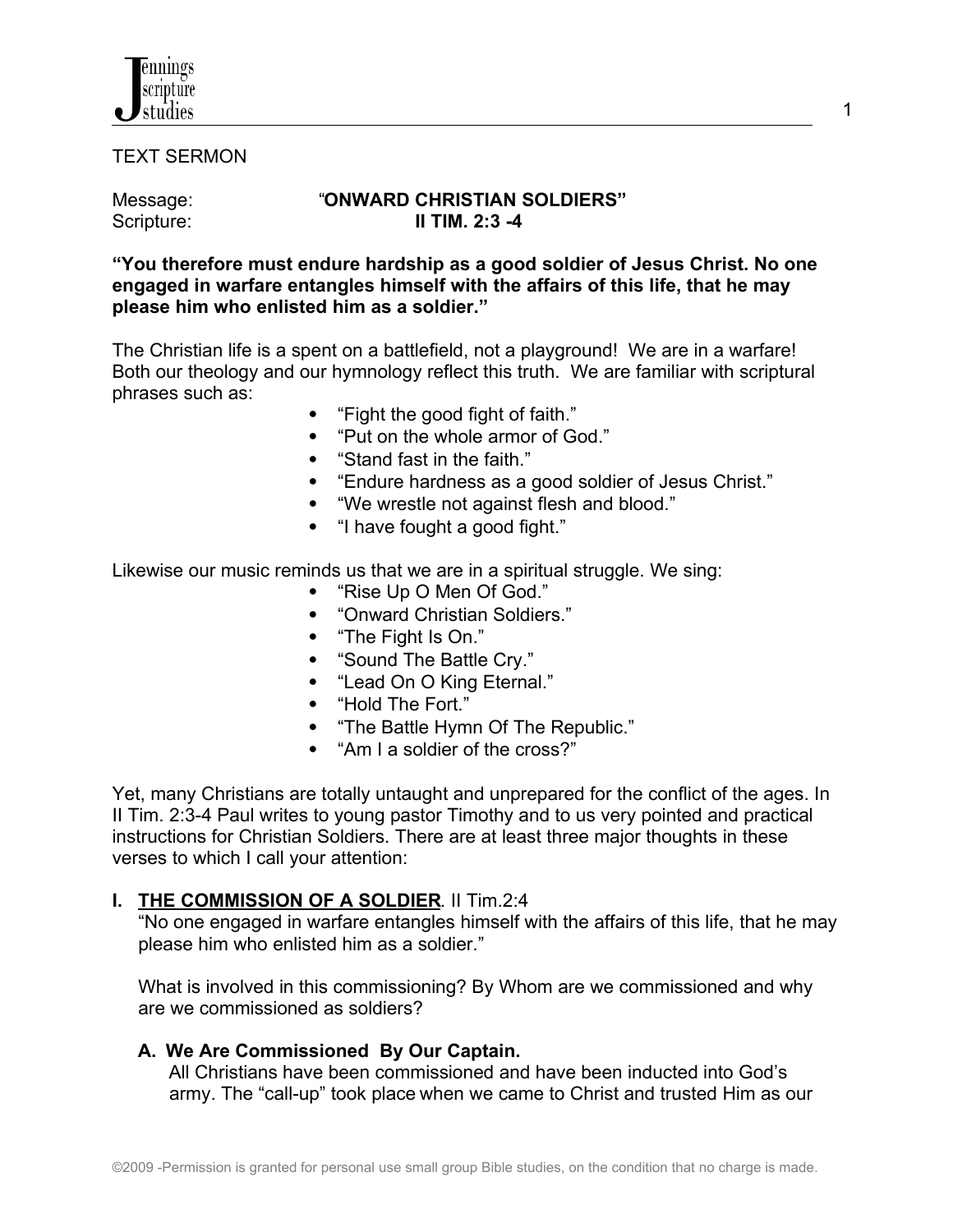TEXT SERMON

Message: "**ONWARD CHRISTIAN SOLDIERS**"
Scripture: **II TIM. 2:3 -4**

**"You therefore must endure hardship as a good soldier of Jesus Christ. No one engaged in warfare entangles himself with the affairs of this life, that he may please him who enlisted him as a soldier."**

The Christian life is a spent on a battlefield, not a playground! We are in a warfare! Both our theology and our hymnology reflect this truth. We are familiar with scriptural phrases such as:

- "Fight the good fight of faith."
- "Put on the whole armor of God."
- "Stand fast in the faith."
- "Endure hardness as a good soldier of Jesus Christ."
- "We wrestle not against flesh and blood."
- "I have fought a good fight."

Likewise our music reminds us that we are in a spiritual struggle. We sing:

- "Rise Up O Men Of God."
- "Onward Christian Soldiers."
- "The Fight Is On."
- "Sound The Battle Cry."
- "Lead On O King Eternal."
- "Hold The Fort."
- "The Battle Hymn Of The Republic."
- "Am I a soldier of the cross?"

Yet, many Christians are totally untaught and unprepared for the conflict of the ages. In II Tim. 2:3-4 Paul writes to young pastor Timothy and to us very pointed and practical instructions for Christian Soldiers. There are at least three major thoughts in these verses to which I call your attention:

## I. <u>THE COMMISSION OF A SOLDIER</u>. II Tim.2:4

"No one engaged in warfare entangles himself with the affairs of this life, that he may please him who enlisted him as a soldier."

What is involved in this commissioning? By Whom are we commissioned and why are we commissioned as soldiers?

### A. We Are Commissioned By Our Captain.

All Christians have been commissioned and have been inducted into God's army. The "call-up" took place when we came to Christ and trusted Him as our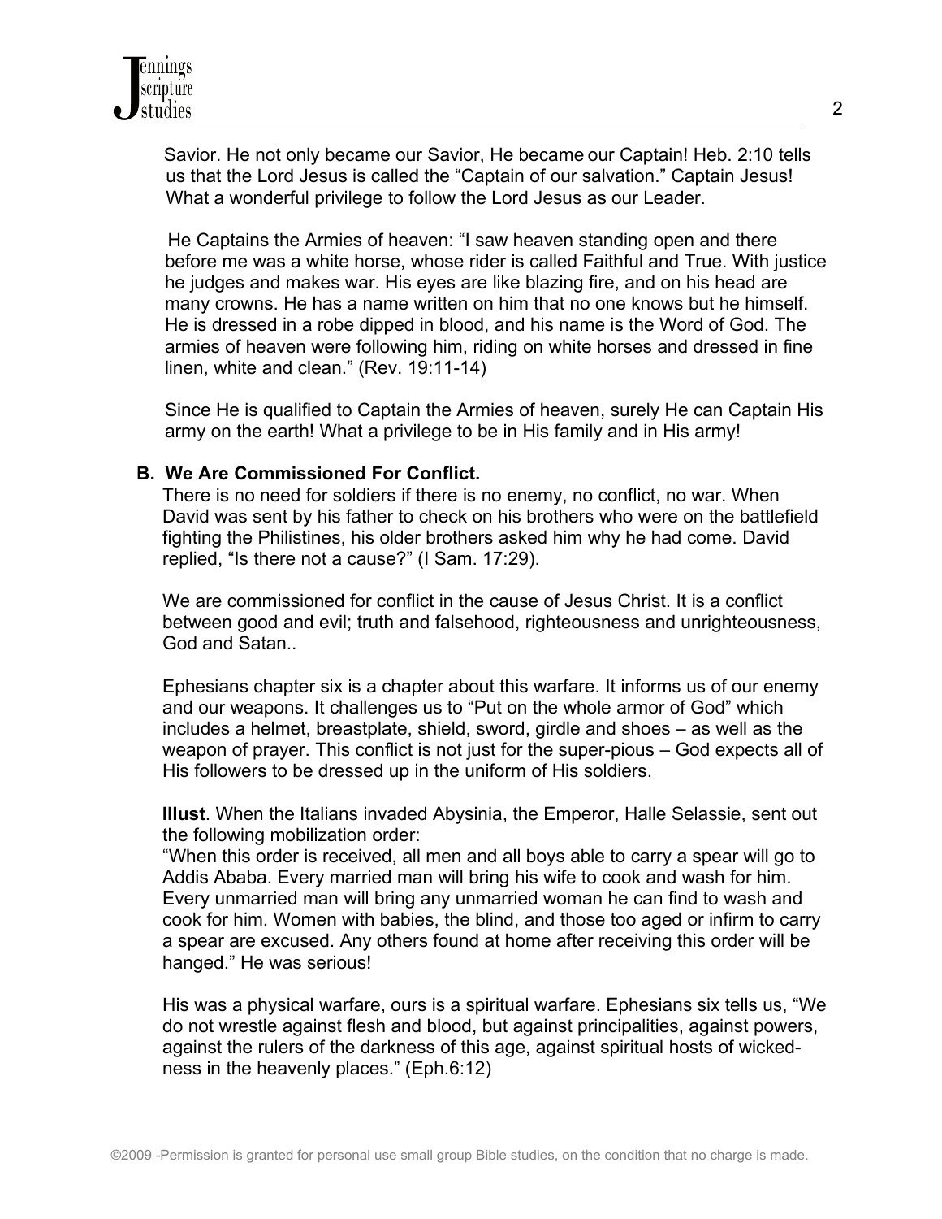Savior. He not only became our Savior, He became our Captain! Heb. 2:10 tells us that the Lord Jesus is called the "Captain of our salvation." Captain Jesus! What a wonderful privilege to follow the Lord Jesus as our Leader.

He Captains the Armies of heaven: "I saw heaven standing open and there before me was a white horse, whose rider is called Faithful and True. With justice he judges and makes war. His eyes are like blazing fire, and on his head are many crowns. He has a name written on him that no one knows but he himself. He is dressed in a robe dipped in blood, and his name is the Word of God. The armies of heaven were following him, riding on white horses and dressed in fine linen, white and clean." (Rev. 19:11-14)

Since He is qualified to Captain the Armies of heaven, surely He can Captain His army on the earth! What a privilege to be in His family and in His army!

**B. We Are Commissioned For Conflict.**

There is no need for soldiers if there is no enemy, no conflict, no war. When David was sent by his father to check on his brothers who were on the battlefield fighting the Philistines, his older brothers asked him why he had come. David replied, "Is there not a cause?" (I Sam. 17:29).

We are commissioned for conflict in the cause of Jesus Christ. It is a conflict between good and evil; truth and falsehood, righteousness and unrighteousness, God and Satan..

Ephesians chapter six is a chapter about this warfare. It informs us of our enemy and our weapons. It challenges us to "Put on the whole armor of God" which includes a helmet, breastplate, shield, sword, girdle and shoes – as well as the weapon of prayer. This conflict is not just for the super-pious – God expects all of His followers to be dressed up in the uniform of His soldiers.

**Illust**. When the Italians invaded Abysinia, the Emperor, Halle Selassie, sent out the following mobilization order:
"When this order is received, all men and all boys able to carry a spear will go to Addis Ababa. Every married man will bring his wife to cook and wash for him. Every unmarried man will bring any unmarried woman he can find to wash and cook for him. Women with babies, the blind, and those too aged or infirm to carry a spear are excused. Any others found at home after receiving this order will be hanged." He was serious!

His was a physical warfare, ours is a spiritual warfare. Ephesians six tells us, "We do not wrestle against flesh and blood, but against principalities, against powers, against the rulers of the darkness of this age, against spiritual hosts of wickedness in the heavenly places." (Eph.6:12)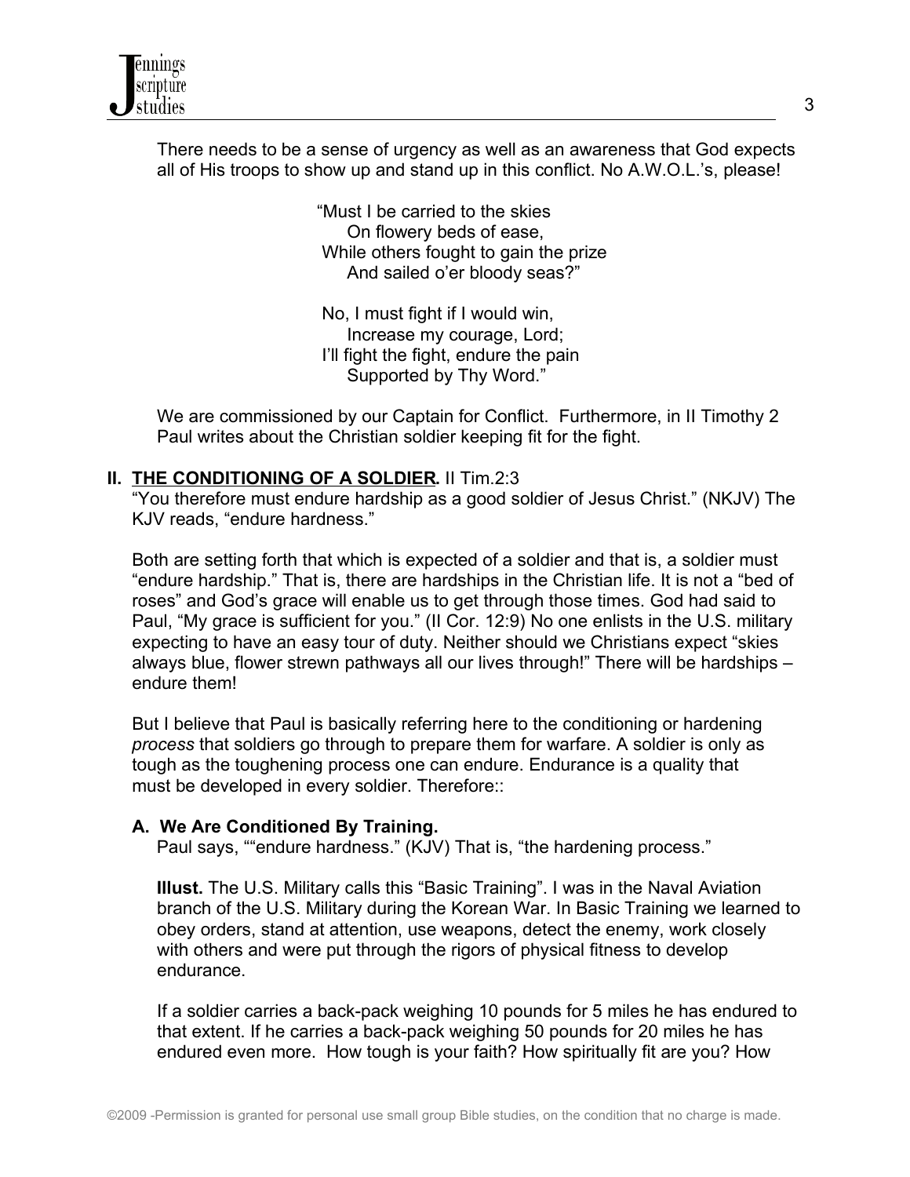There needs to be a sense of urgency as well as an awareness that God expects all of His troops to show up and stand up in this conflict. No A.W.O.L.'s, please!

> "Must I be carried to the skies
> On flowery beds of ease,
> While others fought to gain the prize
> And sailed o'er bloody seas?"
>
> No, I must fight if I would win,
> Increase my courage, Lord;
> I'll fight the fight, endure the pain
> Supported by Thy Word."

We are commissioned by our Captain for Conflict. Furthermore, in II Timothy 2 Paul writes about the Christian soldier keeping fit for the fight.

## II. <u>THE CONDITIONING OF A SOLDIER</u>. II Tim.2:3

"You therefore must endure hardship as a good soldier of Jesus Christ." (NKJV) The KJV reads, "endure hardness."

Both are setting forth that which is expected of a soldier and that is, a soldier must "endure hardship." That is, there are hardships in the Christian life. It is not a "bed of roses" and God's grace will enable us to get through those times. God had said to Paul, "My grace is sufficient for you." (II Cor. 12:9) No one enlists in the U.S. military expecting to have an easy tour of duty. Neither should we Christians expect "skies always blue, flower strewn pathways all our lives through!" There will be hardships – endure them!

But I believe that Paul is basically referring here to the conditioning or hardening *process* that soldiers go through to prepare them for warfare. A soldier is only as tough as the toughening process one can endure. Endurance is a quality that must be developed in every soldier. Therefore::

### A. We Are Conditioned By Training.

Paul says, ""endure hardness." (KJV) That is, "the hardening process."

**Illust.** The U.S. Military calls this "Basic Training". I was in the Naval Aviation branch of the U.S. Military during the Korean War. In Basic Training we learned to obey orders, stand at attention, use weapons, detect the enemy, work closely with others and were put through the rigors of physical fitness to develop endurance.

If a soldier carries a back-pack weighing 10 pounds for 5 miles he has endured to that extent. If he carries a back-pack weighing 50 pounds for 20 miles he has endured even more. How tough is your faith? How spiritually fit are you? How

©2009 -Permission is granted for personal use small group Bible studies, on the condition that no charge is made.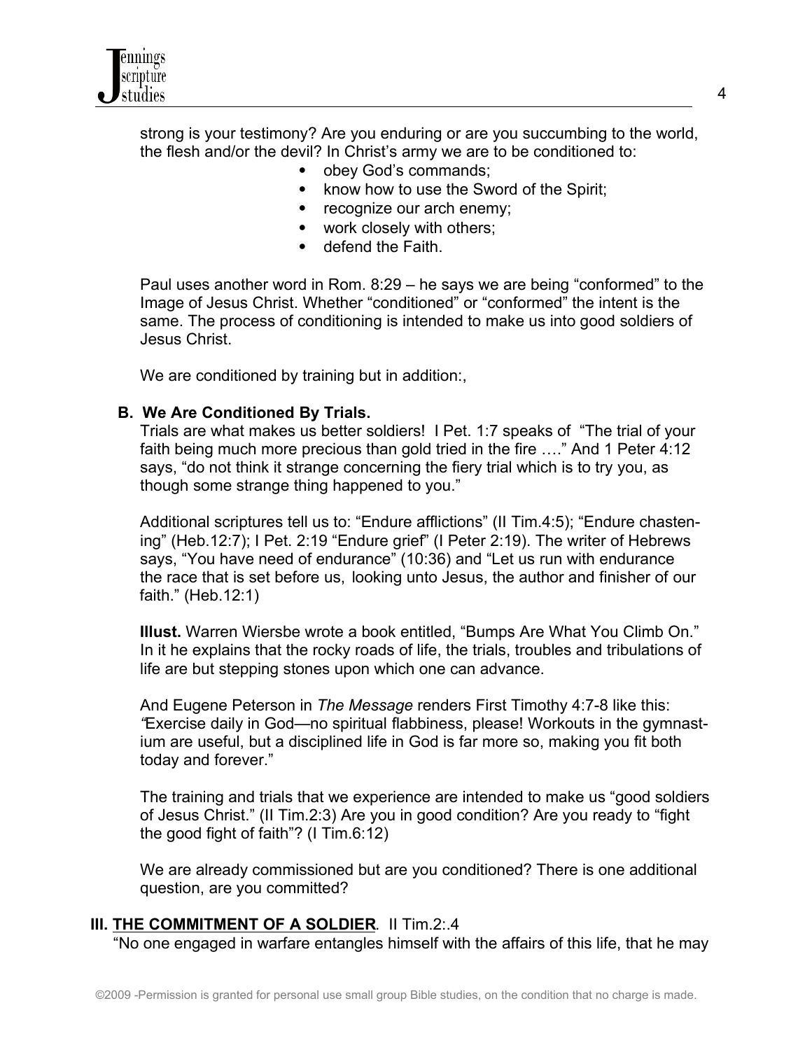strong is your testimony? Are you enduring or are you succumbing to the world, the flesh and/or the devil? In Christ's army we are to be conditioned to:

- obey God's commands;
- know how to use the Sword of the Spirit;
- recognize our arch enemy;
- work closely with others;
- defend the Faith.

Paul uses another word in Rom. 8:29 – he says we are being "conformed" to the Image of Jesus Christ. Whether "conditioned" or "conformed" the intent is the same. The process of conditioning is intended to make us into good soldiers of Jesus Christ.

We are conditioned by training but in addition:,

### B. We Are Conditioned By Trials.

Trials are what makes us better soldiers! I Pet. 1:7 speaks of "The trial of your faith being much more precious than gold tried in the fire …." And 1 Peter 4:12 says, "do not think it strange concerning the fiery trial which is to try you, as though some strange thing happened to you."

Additional scriptures tell us to: "Endure afflictions" (II Tim.4:5); "Endure chastening" (Heb.12:7); I Pet. 2:19 "Endure grief" (I Peter 2:19). The writer of Hebrews says, "You have need of endurance" (10:36) and "Let us run with endurance the race that is set before us, looking unto Jesus, the author and finisher of our faith." (Heb.12:1)

**Illust.** Warren Wiersbe wrote a book entitled, "Bumps Are What You Climb On." In it he explains that the rocky roads of life, the trials, troubles and tribulations of life are but stepping stones upon which one can advance.

And Eugene Peterson in *The Message* renders First Timothy 4:7-8 like this: *"*Exercise daily in God—no spiritual flabbiness, please! Workouts in the gymnastium are useful, but a disciplined life in God is far more so, making you fit both today and forever."

The training and trials that we experience are intended to make us "good soldiers of Jesus Christ." (II Tim.2:3) Are you in good condition? Are you ready to "fight the good fight of faith"? (I Tim.6:12)

We are already commissioned but are you conditioned? There is one additional question, are you committed?

## III. <u>THE COMMITMENT OF A SOLDIER</u>. II Tim.2:.4

"No one engaged in warfare entangles himself with the affairs of this life, that he may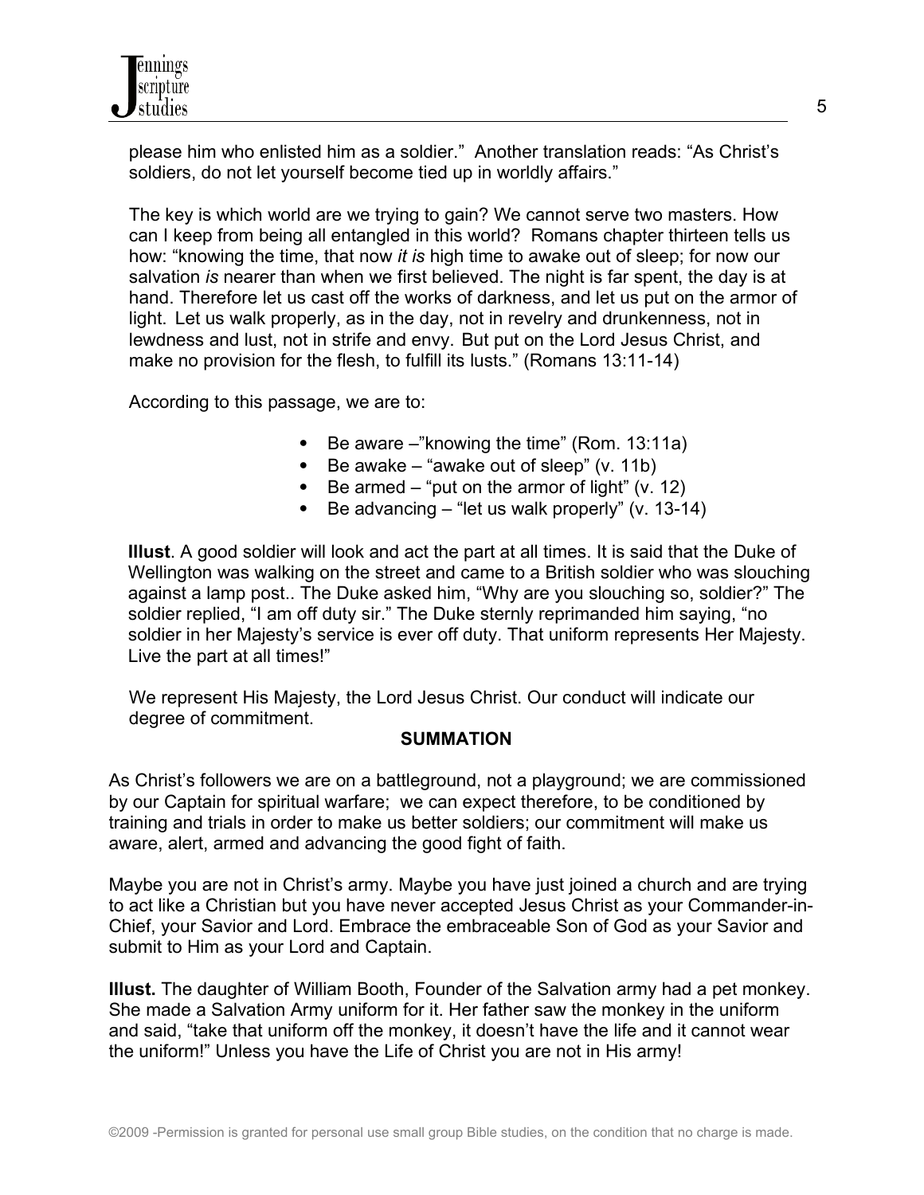please him who enlisted him as a soldier." Another translation reads: "As Christ's soldiers, do not let yourself become tied up in worldly affairs."

The key is which world are we trying to gain? We cannot serve two masters. How can I keep from being all entangled in this world? Romans chapter thirteen tells us how: "knowing the time, that now *it is* high time to awake out of sleep; for now our salvation *is* nearer than when we first believed. The night is far spent, the day is at hand. Therefore let us cast off the works of darkness, and let us put on the armor of light. Let us walk properly, as in the day, not in revelry and drunkenness, not in lewdness and lust, not in strife and envy. But put on the Lord Jesus Christ, and make no provision for the flesh, to fulfill its lusts." (Romans 13:11-14)

According to this passage, we are to:

- Be aware –"knowing the time" (Rom. 13:11a)
- Be awake – "awake out of sleep" (v. 11b)
- Be armed – "put on the armor of light" (v. 12)
- Be advancing – "let us walk properly" (v. 13-14)

**Illust**. A good soldier will look and act the part at all times. It is said that the Duke of Wellington was walking on the street and came to a British soldier who was slouching against a lamp post.. The Duke asked him, "Why are you slouching so, soldier?" The soldier replied, "I am off duty sir." The Duke sternly reprimanded him saying, "no soldier in her Majesty's service is ever off duty. That uniform represents Her Majesty. Live the part at all times!"

We represent His Majesty, the Lord Jesus Christ. Our conduct will indicate our degree of commitment.

**SUMMATION**

As Christ's followers we are on a battleground, not a playground; we are commissioned by our Captain for spiritual warfare; we can expect therefore, to be conditioned by training and trials in order to make us better soldiers; our commitment will make us aware, alert, armed and advancing the good fight of faith.

Maybe you are not in Christ's army. Maybe you have just joined a church and are trying to act like a Christian but you have never accepted Jesus Christ as your Commander-in-Chief, your Savior and Lord. Embrace the embraceable Son of God as your Savior and submit to Him as your Lord and Captain.

**Illust.** The daughter of William Booth, Founder of the Salvation army had a pet monkey. She made a Salvation Army uniform for it. Her father saw the monkey in the uniform and said, "take that uniform off the monkey, it doesn't have the life and it cannot wear the uniform!" Unless you have the Life of Christ you are not in His army!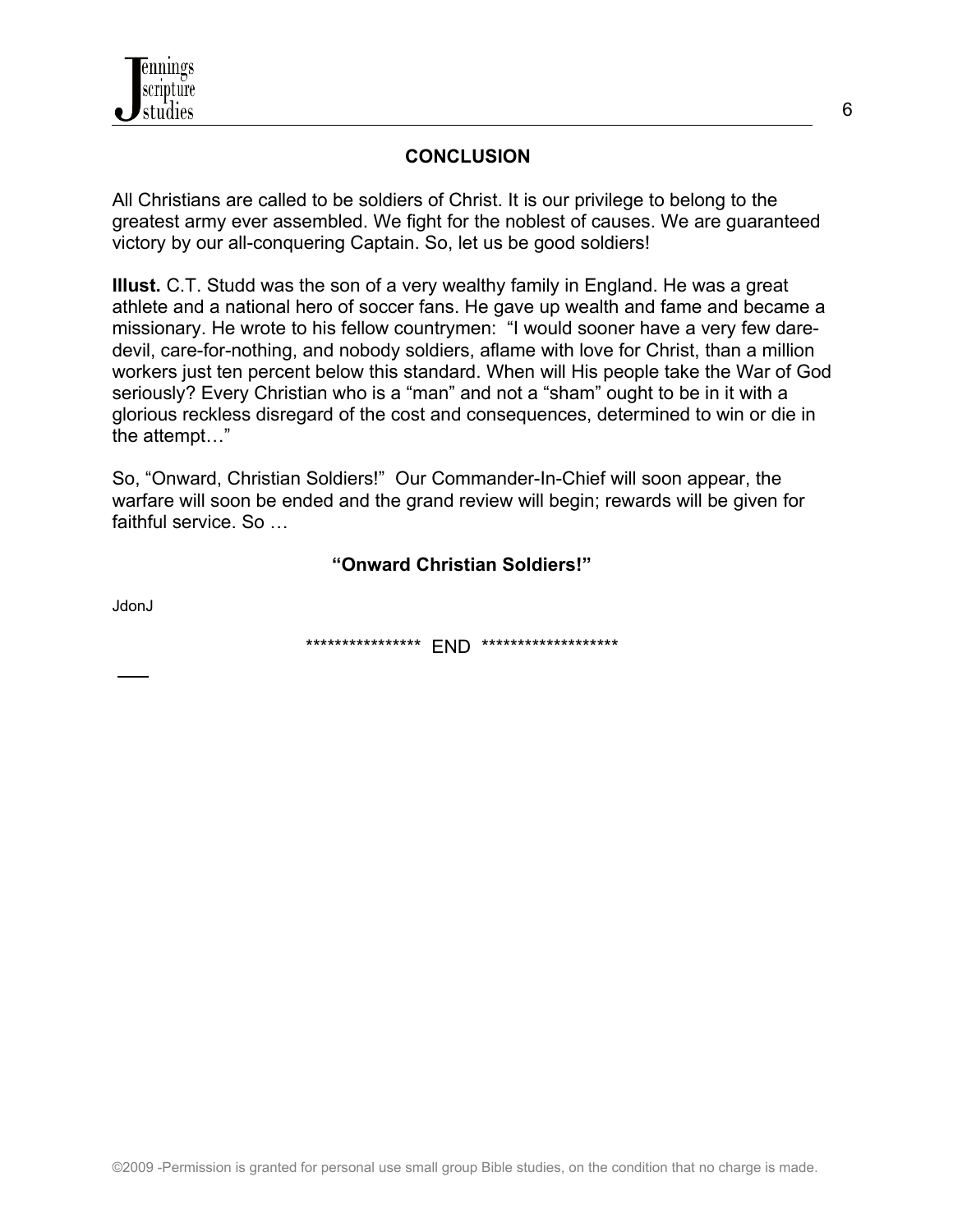## CONCLUSION

All Christians are called to be soldiers of Christ. It is our privilege to belong to the greatest army ever assembled. We fight for the noblest of causes. We are guaranteed victory by our all-conquering Captain. So, let us be good soldiers!

**Illust.** C.T. Studd was the son of a very wealthy family in England. He was a great athlete and a national hero of soccer fans. He gave up wealth and fame and became a missionary. He wrote to his fellow countrymen: "I would sooner have a very few dare-devil, care-for-nothing, and nobody soldiers, aflame with love for Christ, than a million workers just ten percent below this standard. When will His people take the War of God seriously? Every Christian who is a "man" and not a "sham" ought to be in it with a glorious reckless disregard of the cost and consequences, determined to win or die in the attempt…"

So, "Onward, Christian Soldiers!" Our Commander-In-Chief will soon appear, the warfare will soon be ended and the grand review will begin; rewards will be given for faithful service. So …

**"Onward Christian Soldiers!"**

JdonJ

**************** END *******************

©2009 -Permission is granted for personal use small group Bible studies, on the condition that no charge is made.